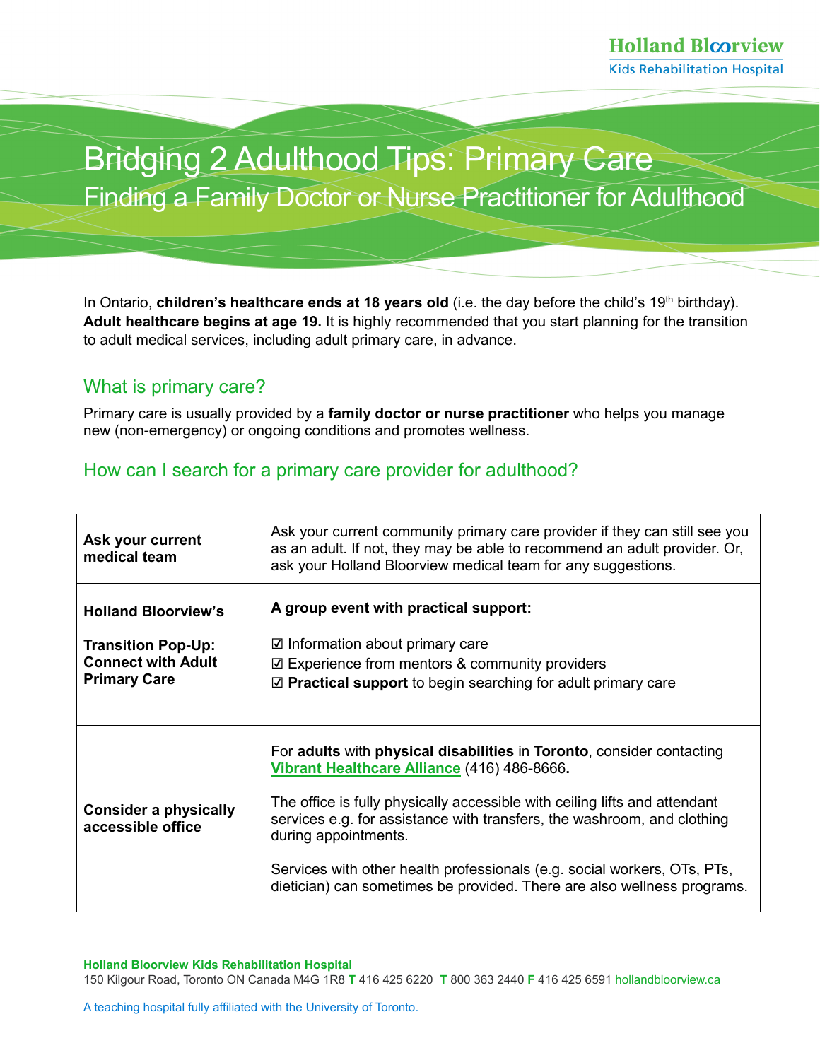Holland Bloorview
Kids Rehabilitation Hospital

# Bridging 2 Adulthood Tips: Primary Care

## Finding a Family Doctor or Nurse Practitioner for Adulthood

In Ontario, **children's healthcare ends at 18 years old** (i.e. the day before the child's 19th birthday). **Adult healthcare begins at age 19.** It is highly recommended that you start planning for the transition to adult medical services, including adult primary care, in advance.

### What is primary care?

Primary care is usually provided by a **family doctor or nurse practitioner** who helps you manage new (non-emergency) or ongoing conditions and promotes wellness.

### How can I search for a primary care provider for adulthood?

| | |
|---|---|
| **Ask your current medical team** | Ask your current community primary care provider if they can still see you as an adult. If not, they may be able to recommend an adult provider. Or, ask your Holland Bloorview medical team for any suggestions. |
| **Holland Bloorview's**<br><br>**Transition Pop-Up: Connect with Adult Primary Care** | **A group event with practical support:**<br><br>☑ Information about primary care<br>☑ Experience from mentors & community providers<br>☑ **Practical support** to begin searching for adult primary care |
| **Consider a physically accessible office** | For **adults** with **physical disabilities** in **Toronto**, consider contacting **Vibrant Healthcare Alliance** (416) 486-8666**.**<br><br>The office is fully physically accessible with ceiling lifts and attendant services e.g. for assistance with transfers, the washroom, and clothing during appointments.<br><br>Services with other health professionals (e.g. social workers, OTs, PTs, dietician) can sometimes be provided. There are also wellness programs. |

**Holland Bloorview Kids Rehabilitation Hospital**
150 Kilgour Road, Toronto ON Canada M4G 1R8 **T** 416 425 6220 **T** 800 363 2440 **F** 416 425 6591 hollandbloorview.ca

A teaching hospital fully affiliated with the University of Toronto.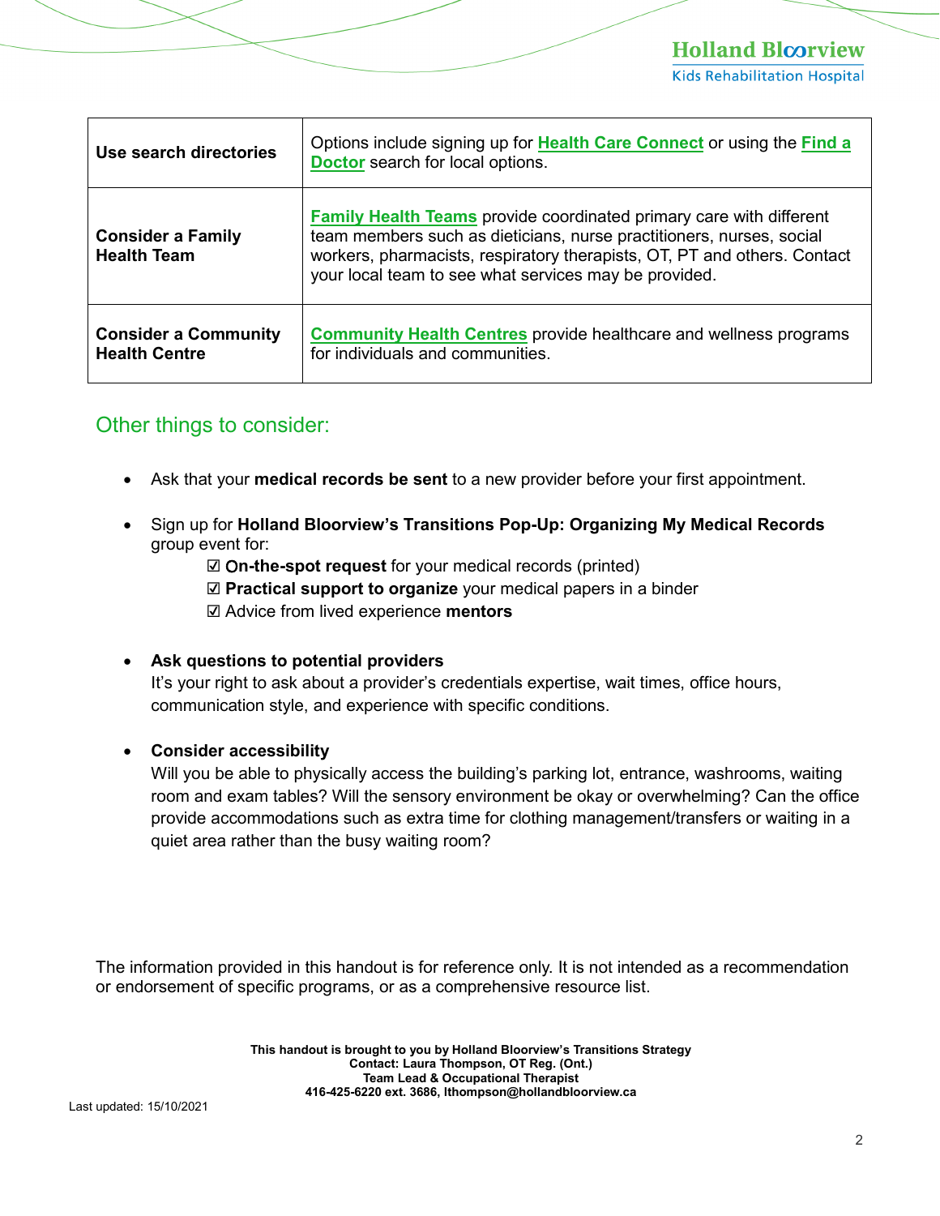| | |
|---|---|
| **Use search directories** | Options include signing up for **Health Care Connect** or using the **Find a Doctor** search for local options. |
| **Consider a Family Health Team** | **Family Health Teams** provide coordinated primary care with different team members such as dieticians, nurse practitioners, nurses, social workers, pharmacists, respiratory therapists, OT, PT and others. Contact your local team to see what services may be provided. |
| **Consider a Community Health Centre** | **Community Health Centres** provide healthcare and wellness programs for individuals and communities. |

## Other things to consider:

- Ask that your **medical records be sent** to a new provider before your first appointment.
- Sign up for **Holland Bloorview's Transitions Pop-Up: Organizing My Medical Records** group event for:
  - ☑ **On-the-spot request** for your medical records (printed)
  - ☑ **Practical support to organize** your medical papers in a binder
  - ☑ Advice from lived experience **mentors**
- **Ask questions to potential providers**
  It's your right to ask about a provider's credentials expertise, wait times, office hours, communication style, and experience with specific conditions.
- **Consider accessibility**
  Will you be able to physically access the building's parking lot, entrance, washrooms, waiting room and exam tables? Will the sensory environment be okay or overwhelming? Can the office provide accommodations such as extra time for clothing management/transfers or waiting in a quiet area rather than the busy waiting room?

The information provided in this handout is for reference only. It is not intended as a recommendation or endorsement of specific programs, or as a comprehensive resource list.

**This handout is brought to you by Holland Bloorview's Transitions Strategy**
**Contact: Laura Thompson, OT Reg. (Ont.)**
**Team Lead & Occupational Therapist**
**416-425-6220 ext. 3686, lthompson@hollandbloorview.ca**

Last updated: 15/10/2021